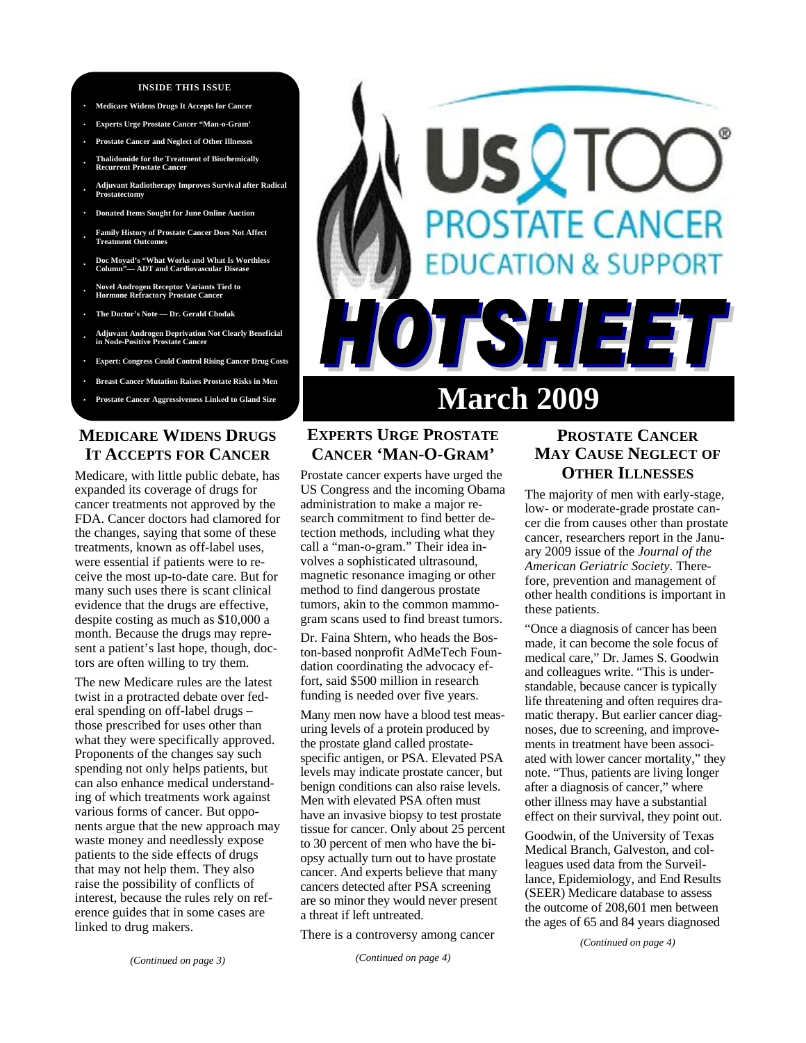**INSIDE THIS ISSUE**

- Medicare Widens Drugs It Accepts for Cancer
- Experts Urge Prostate Cancer "Man-o-Gram'
- Prostate Cancer and Neglect of Other Illnesses
- Thalidomide for the Treatment of Biochemically Recurrent Prostate Cancer
- Adjuvant Radiotherapy Improves Survival after Radical Prostatectomy
- Donated Items Sought for June Online Auction
- Family History of Prostate Cancer Does Not Affect Treatment Outcomes
- Doc Moyad's "What Works and What Is Worthless Column"— ADT and Cardiovascular Disease
- Novel Androgen Receptor Variants Tied to Hormone Refractory Prostate Cancer
- The Doctor's Note — Dr. Gerald Chodak
- Adjuvant Androgen Deprivation Not Clearly Beneficial in Node-Positive Prostate Cancer
- Expert: Congress Could Control Rising Cancer Drug Costs
- Breast Cancer Mutation Raises Prostate Risks in Men
- Prostate Cancer Aggressiveness Linked to Gland Size

# Us TOO® PROSTATE CANCER EDUCATION & SUPPORT HOTSHEET

## March 2009

## MEDICARE WIDENS DRUGS IT ACCEPTS FOR CANCER

Medicare, with little public debate, has expanded its coverage of drugs for cancer treatments not approved by the FDA. Cancer doctors had clamored for the changes, saying that some of these treatments, known as off-label uses, were essential if patients were to receive the most up-to-date care. But for many such uses there is scant clinical evidence that the drugs are effective, despite costing as much as $10,000 a month. Because the drugs may represent a patient's last hope, though, doctors are often willing to try them.

The new Medicare rules are the latest twist in a protracted debate over federal spending on off-label drugs – those prescribed for uses other than what they were specifically approved. Proponents of the changes say such spending not only helps patients, but can also enhance medical understanding of which treatments work against various forms of cancer. But opponents argue that the new approach may waste money and needlessly expose patients to the side effects of drugs that may not help them. They also raise the possibility of conflicts of interest, because the rules rely on reference guides that in some cases are linked to drug makers.

*(Continued on page 3)*

## EXPERTS URGE PROSTATE CANCER 'MAN-O-GRAM'

Prostate cancer experts have urged the US Congress and the incoming Obama administration to make a major research commitment to find better detection methods, including what they call a "man-o-gram." Their idea involves a sophisticated ultrasound, magnetic resonance imaging or other method to find dangerous prostate tumors, akin to the common mammogram scans used to find breast tumors.

Dr. Faina Shtern, who heads the Boston-based nonprofit AdMeTech Foundation coordinating the advocacy effort, said $500 million in research funding is needed over five years.

Many men now have a blood test measuring levels of a protein produced by the prostate gland called prostate-specific antigen, or PSA. Elevated PSA levels may indicate prostate cancer, but benign conditions can also raise levels. Men with elevated PSA often must have an invasive biopsy to test prostate tissue for cancer. Only about 25 percent to 30 percent of men who have the biopsy actually turn out to have prostate cancer. And experts believe that many cancers detected after PSA screening are so minor they would never present a threat if left untreated.

There is a controversy among cancer

*(Continued on page 4)*

## PROSTATE CANCER MAY CAUSE NEGLECT OF OTHER ILLNESSES

The majority of men with early-stage, low- or moderate-grade prostate cancer die from causes other than prostate cancer, researchers report in the January 2009 issue of the *Journal of the American Geriatric Society*. Therefore, prevention and management of other health conditions is important in these patients.

"Once a diagnosis of cancer has been made, it can become the sole focus of medical care," Dr. James S. Goodwin and colleagues write. "This is understandable, because cancer is typically life threatening and often requires dramatic therapy. But earlier cancer diagnoses, due to screening, and improvements in treatment have been associated with lower cancer mortality," they note. "Thus, patients are living longer after a diagnosis of cancer," where other illness may have a substantial effect on their survival, they point out.

Goodwin, of the University of Texas Medical Branch, Galveston, and colleagues used data from the Surveillance, Epidemiology, and End Results (SEER) Medicare database to assess the outcome of 208,601 men between the ages of 65 and 84 years diagnosed

*(Continued on page 4)*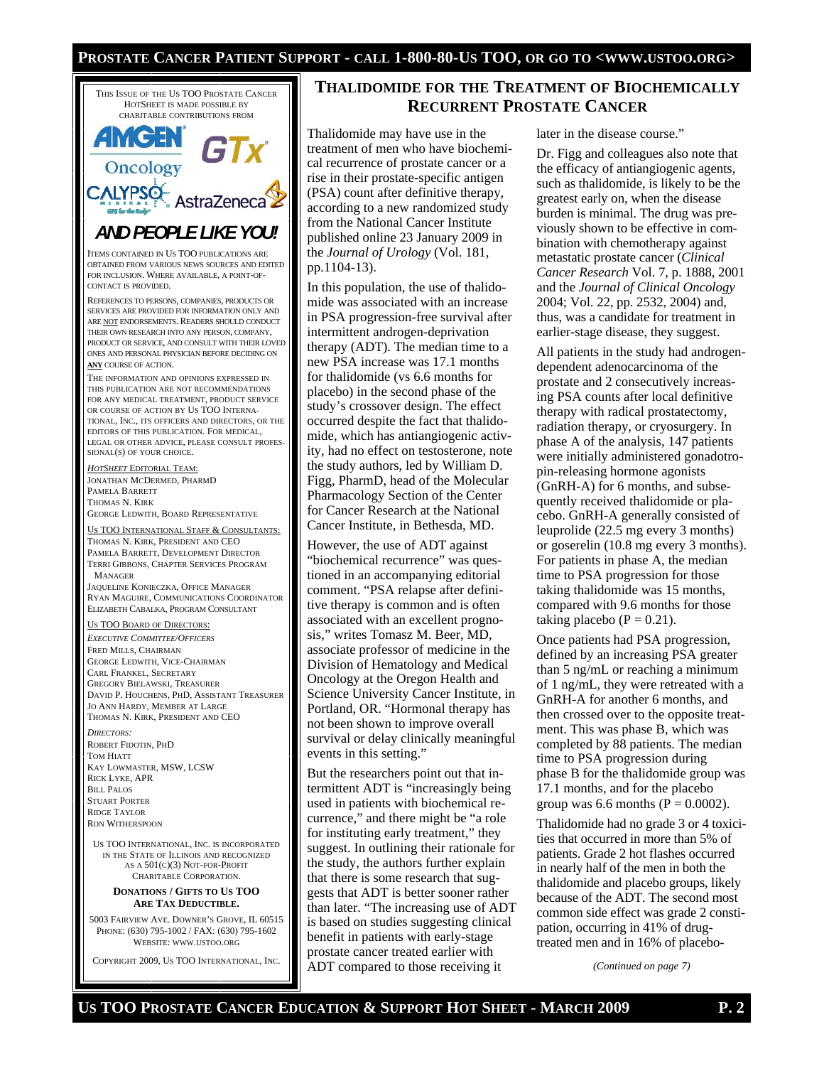# Thalidomide for the Treatment of Biochemically Recurrent Prostate Cancer

Thalidomide may have use in the treatment of men who have biochemical recurrence of prostate cancer or a rise in their prostate-specific antigen (PSA) count after definitive therapy, according to a new randomized study from the National Cancer Institute published online 23 January 2009 in the *Journal of Urology* (Vol. 181, pp.1104-13).

In this population, the use of thalidomide was associated with an increase in PSA progression-free survival after intermittent androgen-deprivation therapy (ADT). The median time to a new PSA increase was 17.1 months for thalidomide (vs 6.6 months for placebo) in the second phase of the study's crossover design. The effect occurred despite the fact that thalidomide, which has antiangiogenic activity, had no effect on testosterone, note the study authors, led by William D. Figg, PharmD, head of the Molecular Pharmacology Section of the Center for Cancer Research at the National Cancer Institute, in Bethesda, MD.

However, the use of ADT against "biochemical recurrence" was questioned in an accompanying editorial comment. "PSA relapse after definitive therapy is common and is often associated with an excellent prognosis," writes Tomasz M. Beer, MD, associate professor of medicine in the Division of Hematology and Medical Oncology at the Oregon Health and Science University Cancer Institute, in Portland, OR. "Hormonal therapy has not been shown to improve overall survival or delay clinically meaningful events in this setting."

But the researchers point out that intermittent ADT is "increasingly being used in patients with biochemical recurrence," and there might be "a role for instituting early treatment," they suggest. In outlining their rationale for the study, the authors further explain that there is some research that suggests that ADT is better sooner rather than later. "The increasing use of ADT is based on studies suggesting clinical benefit in patients with early-stage prostate cancer treated earlier with ADT compared to those receiving it later in the disease course."

Dr. Figg and colleagues also note that the efficacy of antiangiogenic agents, such as thalidomide, is likely to be the greatest early on, when the disease burden is minimal. The drug was previously shown to be effective in combination with chemotherapy against metastatic prostate cancer (*Clinical Cancer Research* Vol. 7, p. 1888, 2001 and the *Journal of Clinical Oncology* 2004; Vol. 22, pp. 2532, 2004) and, thus, was a candidate for treatment in earlier-stage disease, they suggest.

All patients in the study had androgen-dependent adenocarcinoma of the prostate and 2 consecutively increasing PSA counts after local definitive therapy with radical prostatectomy, radiation therapy, or cryosurgery. In phase A of the analysis, 147 patients were initially administered gonadotropin-releasing hormone agonists (GnRH-A) for 6 months, and subsequently received thalidomide or placebo. GnRH-A generally consisted of leuprolide (22.5 mg every 3 months) or goserelin (10.8 mg every 3 months). For patients in phase A, the median time to PSA progression for those taking thalidomide was 15 months, compared with 9.6 months for those taking placebo ($P = 0.21$).

Once patients had PSA progression, defined by an increasing PSA greater than 5 ng/mL or reaching a minimum of 1 ng/mL, they were retreated with a GnRH-A for another 6 months, and then crossed over to the opposite treatment. This was phase B, which was completed by 88 patients. The median time to PSA progression during phase B for the thalidomide group was 17.1 months, and for the placebo group was 6.6 months ($P = 0.0002$).

Thalidomide had no grade 3 or 4 toxicities that occurred in more than 5% of patients. Grade 2 hot flashes occurred in nearly half of the men in both the thalidomide and placebo groups, likely because of the ADT. The second most common side effect was grade 2 constipation, occurring in 41% of drug-treated men and in 16% of placebo-

*(Continued on page 7)*

---

This issue of the Us TOO Prostate Cancer HotSheet is made possible by charitable contributions from

AMGEN Oncology, GTx, CALYPSO Medical, AstraZeneca

**AND PEOPLE LIKE YOU!**

Items contained in Us TOO publications are obtained from various news sources and edited for inclusion. Where available, a point-of-contact is provided.

References to persons, companies, products or services are provided for information only and are NOT endorsements. Readers should conduct their own research into any person, company, product or service, and consult with their loved ones and personal physician before deciding on **ANY** course of action.

The information and opinions expressed in this publication are not recommendations for any medical treatment, product service or course of action by Us TOO International, Inc., its officers and directors, or the editors of this publication. For medical, legal or other advice, please consult professional(s) of your choice.

*HotSheet* Editorial Team:
Jonathan McDermed, PharmD
Pamela Barrett
Thomas N. Kirk
George Ledwith, Board Representative

Us TOO International Staff & Consultants:
Thomas N. Kirk, President and CEO
Pamela Barrett, Development Director
Terri Gibbons, Chapter Services Program Manager
Jaqueline Konieczka, Office Manager
Ryan Maguire, Communications Coordinator
Elizabeth Cabalka, Program Consultant

Us TOO Board of Directors:
*Executive Committee/Officers*
Fred Mills, Chairman
George Ledwith, Vice-Chairman
Carl Frankel, Secretary
Gregory Bielawski, Treasurer
David P. Houchens, PhD, Assistant Treasurer
Jo Ann Hardy, Member at Large
Thomas N. Kirk, President and CEO

*Directors:*
Robert Fidotin, PhD
Tom Hiatt
Kay Lowmaster, MSW, LCSW
Rick Lyke, APR
Bill Palos
Stuart Porter
Ridge Taylor
Ron Witherspoon

Us TOO International, Inc. is incorporated in the State of Illinois and recognized as a 501(c)(3) not-for-profit charitable corporation.

**Donations / Gifts to Us TOO Are Tax Deductible.**

5003 Fairview Ave. Downer's Grove, IL 60515
Phone: (630) 795-1002 / Fax: (630) 795-1602
Website: www.ustoo.org

Copyright 2009, Us TOO International, Inc.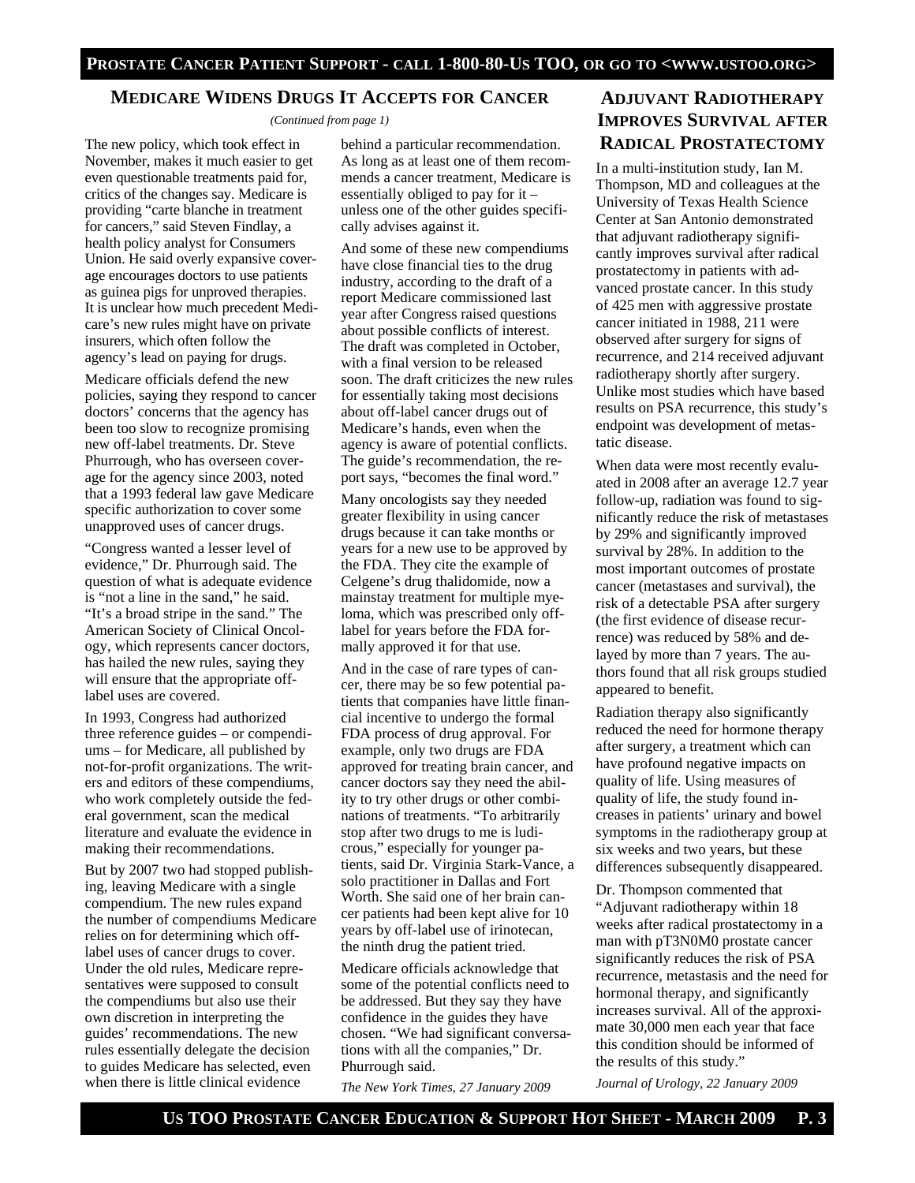## Medicare Widens Drugs It Accepts for Cancer

*(Continued from page 1)*

The new policy, which took effect in November, makes it much easier to get even questionable treatments paid for, critics of the changes say. Medicare is providing "carte blanche in treatment for cancers," said Steven Findlay, a health policy analyst for Consumers Union. He said overly expansive coverage encourages doctors to use patients as guinea pigs for unproved therapies. It is unclear how much precedent Medicare's new rules might have on private insurers, which often follow the agency's lead on paying for drugs.

Medicare officials defend the new policies, saying they respond to cancer doctors' concerns that the agency has been too slow to recognize promising new off-label treatments. Dr. Steve Phurrough, who has overseen coverage for the agency since 2003, noted that a 1993 federal law gave Medicare specific authorization to cover some unapproved uses of cancer drugs.

"Congress wanted a lesser level of evidence," Dr. Phurrough said. The question of what is adequate evidence is "not a line in the sand," he said. "It's a broad stripe in the sand." The American Society of Clinical Oncology, which represents cancer doctors, has hailed the new rules, saying they will ensure that the appropriate off-label uses are covered.

In 1993, Congress had authorized three reference guides – or compendiums – for Medicare, all published by not-for-profit organizations. The writers and editors of these compendiums, who work completely outside the federal government, scan the medical literature and evaluate the evidence in making their recommendations.

But by 2007 two had stopped publishing, leaving Medicare with a single compendium. The new rules expand the number of compendiums Medicare relies on for determining which off-label uses of cancer drugs to cover. Under the old rules, Medicare representatives were supposed to consult the compendiums but also use their own discretion in interpreting the guides' recommendations. The new rules essentially delegate the decision to guides Medicare has selected, even when there is little clinical evidence behind a particular recommendation. As long as at least one of them recommends a cancer treatment, Medicare is essentially obliged to pay for it – unless one of the other guides specifically advises against it.

And some of these new compendiums have close financial ties to the drug industry, according to the draft of a report Medicare commissioned last year after Congress raised questions about possible conflicts of interest. The draft was completed in October, with a final version to be released soon. The draft criticizes the new rules for essentially taking most decisions about off-label cancer drugs out of Medicare's hands, even when the agency is aware of potential conflicts. The guide's recommendation, the report says, "becomes the final word."

Many oncologists say they needed greater flexibility in using cancer drugs because it can take months or years for a new use to be approved by the FDA. They cite the example of Celgene's drug thalidomide, now a mainstay treatment for multiple myeloma, which was prescribed only off-label for years before the FDA formally approved it for that use.

And in the case of rare types of cancer, there may be so few potential patients that companies have little financial incentive to undergo the formal FDA process of drug approval. For example, only two drugs are FDA approved for treating brain cancer, and cancer doctors say they need the ability to try other drugs or other combinations of treatments. "To arbitrarily stop after two drugs to me is ludicrous," especially for younger patients, said Dr. Virginia Stark-Vance, a solo practitioner in Dallas and Fort Worth. She said one of her brain cancer patients had been kept alive for 10 years by off-label use of irinotecan, the ninth drug the patient tried.

Medicare officials acknowledge that some of the potential conflicts need to be addressed. But they say they have confidence in the guides they have chosen. "We had significant conversations with all the companies," Dr. Phurrough said.

*The New York Times, 27 January 2009*

## Adjuvant Radiotherapy Improves Survival after Radical Prostatectomy

In a multi-institution study, Ian M. Thompson, MD and colleagues at the University of Texas Health Science Center at San Antonio demonstrated that adjuvant radiotherapy significantly improves survival after radical prostatectomy in patients with advanced prostate cancer. In this study of 425 men with aggressive prostate cancer initiated in 1988, 211 were observed after surgery for signs of recurrence, and 214 received adjuvant radiotherapy shortly after surgery. Unlike most studies which have based results on PSA recurrence, this study's endpoint was development of metastatic disease.

When data were most recently evaluated in 2008 after an average 12.7 year follow-up, radiation was found to significantly reduce the risk of metastases by 29% and significantly improved survival by 28%. In addition to the most important outcomes of prostate cancer (metastases and survival), the risk of a detectable PSA after surgery (the first evidence of disease recurrence) was reduced by 58% and delayed by more than 7 years. The authors found that all risk groups studied appeared to benefit.

Radiation therapy also significantly reduced the need for hormone therapy after surgery, a treatment which can have profound negative impacts on quality of life. Using measures of quality of life, the study found increases in patients' urinary and bowel symptoms in the radiotherapy group at six weeks and two years, but these differences subsequently disappeared.

Dr. Thompson commented that "Adjuvant radiotherapy within 18 weeks after radical prostatectomy in a man with pT3N0M0 prostate cancer significantly reduces the risk of PSA recurrence, metastasis and the need for hormonal therapy, and significantly increases survival. All of the approximate 30,000 men each year that face this condition should be informed of the results of this study."

*Journal of Urology, 22 January 2009*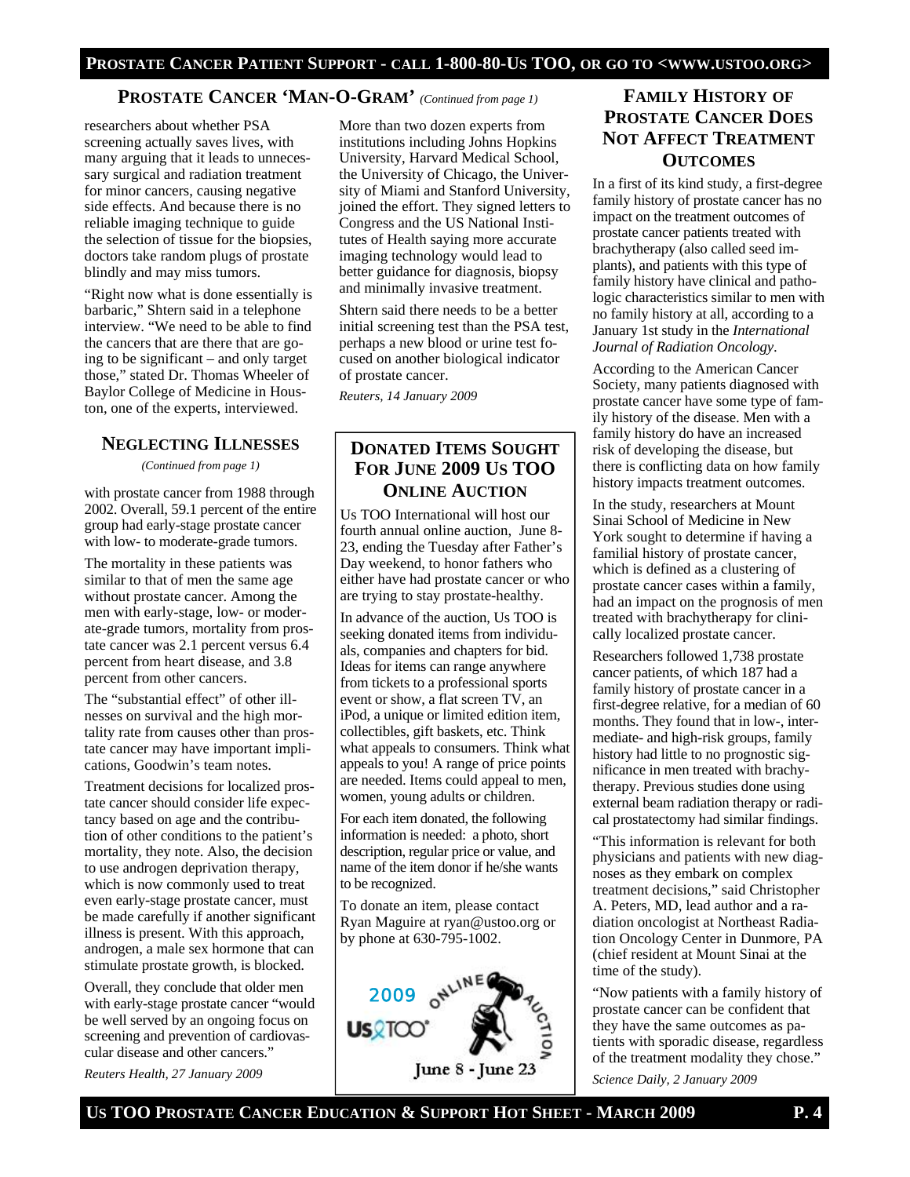## PROSTATE CANCER 'MAN-O-GRAM' *(Continued from page 1)*

researchers about whether PSA screening actually saves lives, with many arguing that it leads to unnecessary surgical and radiation treatment for minor cancers, causing negative side effects. And because there is no reliable imaging technique to guide the selection of tissue for the biopsies, doctors take random plugs of prostate blindly and may miss tumors.

"Right now what is done essentially is barbaric," Shtern said in a telephone interview. "We need to be able to find the cancers that are there that are going to be significant – and only target those," stated Dr. Thomas Wheeler of Baylor College of Medicine in Houston, one of the experts, interviewed.

More than two dozen experts from institutions including Johns Hopkins University, Harvard Medical School, the University of Chicago, the University of Miami and Stanford University, joined the effort. They signed letters to Congress and the US National Institutes of Health saying more accurate imaging technology would lead to better guidance for diagnosis, biopsy and minimally invasive treatment.

Shtern said there needs to be a better initial screening test than the PSA test, perhaps a new blood or urine test focused on another biological indicator of prostate cancer.

*Reuters, 14 January 2009*

## NEGLECTING ILLNESSES

*(Continued from page 1)*

with prostate cancer from 1988 through 2002. Overall, 59.1 percent of the entire group had early-stage prostate cancer with low- to moderate-grade tumors.

The mortality in these patients was similar to that of men the same age without prostate cancer. Among the men with early-stage, low- or moderate-grade tumors, mortality from prostate cancer was 2.1 percent versus 6.4 percent from heart disease, and 3.8 percent from other cancers.

The "substantial effect" of other illnesses on survival and the high mortality rate from causes other than prostate cancer may have important implications, Goodwin's team notes.

Treatment decisions for localized prostate cancer should consider life expectancy based on age and the contribution of other conditions to the patient's mortality, they note. Also, the decision to use androgen deprivation therapy, which is now commonly used to treat even early-stage prostate cancer, must be made carefully if another significant illness is present. With this approach, androgen, a male sex hormone that can stimulate prostate growth, is blocked.

Overall, they conclude that older men with early-stage prostate cancer "would be well served by an ongoing focus on screening and prevention of cardiovascular disease and other cancers."

*Reuters Health, 27 January 2009*

## DONATED ITEMS SOUGHT FOR JUNE 2009 US TOO ONLINE AUCTION

Us TOO International will host our fourth annual online auction, June 8-23, ending the Tuesday after Father's Day weekend, to honor fathers who either have had prostate cancer or who are trying to stay prostate-healthy.

In advance of the auction, Us TOO is seeking donated items from individuals, companies and chapters for bid. Ideas for items can range anywhere from tickets to a professional sports event or show, a flat screen TV, an iPod, a unique or limited edition item, collectibles, gift baskets, etc. Think what appeals to consumers. Think what appeals to you! A range of price points are needed. Items could appeal to men, women, young adults or children.

For each item donated, the following information is needed: a photo, short description, regular price or value, and name of the item donor if he/she wants to be recognized.

To donate an item, please contact Ryan Maguire at ryan@ustoo.org or by phone at 630-795-1002.

2009 Us TOO Online Auction — June 8 - June 23

## FAMILY HISTORY OF PROSTATE CANCER DOES NOT AFFECT TREATMENT OUTCOMES

In a first of its kind study, a first-degree family history of prostate cancer has no impact on the treatment outcomes of prostate cancer patients treated with brachytherapy (also called seed implants), and patients with this type of family history have clinical and pathologic characteristics similar to men with no family history at all, according to a January 1st study in the *International Journal of Radiation Oncology*.

According to the American Cancer Society, many patients diagnosed with prostate cancer have some type of family history of the disease. Men with a family history do have an increased risk of developing the disease, but there is conflicting data on how family history impacts treatment outcomes.

In the study, researchers at Mount Sinai School of Medicine in New York sought to determine if having a familial history of prostate cancer, which is defined as a clustering of prostate cancer cases within a family, had an impact on the prognosis of men treated with brachytherapy for clinically localized prostate cancer.

Researchers followed 1,738 prostate cancer patients, of which 187 had a family history of prostate cancer in a first-degree relative, for a median of 60 months. They found that in low-, intermediate- and high-risk groups, family history had little to no prognostic significance in men treated with brachytherapy. Previous studies done using external beam radiation therapy or radical prostatectomy had similar findings.

"This information is relevant for both physicians and patients with new diagnoses as they embark on complex treatment decisions," said Christopher A. Peters, MD, lead author and a radiation oncologist at Northeast Radiation Oncology Center in Dunmore, PA (chief resident at Mount Sinai at the time of the study).

"Now patients with a family history of prostate cancer can be confident that they have the same outcomes as patients with sporadic disease, regardless of the treatment modality they chose."

*Science Daily, 2 January 2009*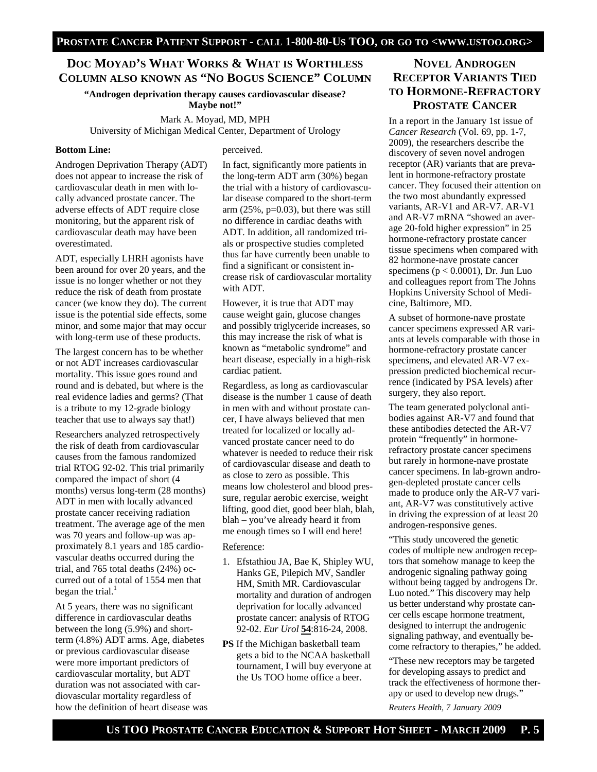## Doc Moyad's What Works & What is Worthless Column also known as "No Bogus Science" Column

**"Androgen deprivation therapy causes cardiovascular disease? Maybe not!"**

Mark A. Moyad, MD, MPH
University of Michigan Medical Center, Department of Urology

**Bottom Line:**

Androgen Deprivation Therapy (ADT) does not appear to increase the risk of cardiovascular death in men with locally advanced prostate cancer. The adverse effects of ADT require close monitoring, but the apparent risk of cardiovascular death may have been overestimated.

ADT, especially LHRH agonists have been around for over 20 years, and the issue is no longer whether or not they reduce the risk of death from prostate cancer (we know they do). The current issue is the potential side effects, some minor, and some major that may occur with long-term use of these products.

The largest concern has to be whether or not ADT increases cardiovascular mortality. This issue goes round and round and is debated, but where is the real evidence ladies and germs? (That is a tribute to my 12-grade biology teacher that use to always say that!)

Researchers analyzed retrospectively the risk of death from cardiovascular causes from the famous randomized trial RTOG 92-02. This trial primarily compared the impact of short (4 months) versus long-term (28 months) ADT in men with locally advanced prostate cancer receiving radiation treatment. The average age of the men was 70 years and follow-up was approximately 8.1 years and 185 cardiovascular deaths occurred during the trial, and 765 total deaths (24%) occurred out of a total of 1554 men that began the trial.[1]

At 5 years, there was no significant difference in cardiovascular deaths between the long (5.9%) and short-term (4.8%) ADT arms. Age, diabetes or previous cardiovascular disease were more important predictors of cardiovascular mortality, but ADT duration was not associated with cardiovascular mortality regardless of how the definition of heart disease was perceived.

In fact, significantly more patients in the long-term ADT arm (30%) began the trial with a history of cardiovascular disease compared to the short-term arm (25%, $p=0.03$), but there was still no difference in cardiac deaths with ADT. In addition, all randomized trials or prospective studies completed thus far have currently been unable to find a significant or consistent increase risk of cardiovascular mortality with ADT.

However, it is true that ADT may cause weight gain, glucose changes and possibly triglyceride increases, so this may increase the risk of what is known as "metabolic syndrome" and heart disease, especially in a high-risk cardiac patient.

Regardless, as long as cardiovascular disease is the number 1 cause of death in men with and without prostate cancer, I have always believed that men treated for localized or locally advanced prostate cancer need to do whatever is needed to reduce their risk of cardiovascular disease and death to as close to zero as possible. This means low cholesterol and blood pressure, regular aerobic exercise, weight lifting, good diet, good beer blah, blah, blah – you've already heard it from me enough times so I will end here!

Reference:

1. Efstathiou JA, Bae K, Shipley WU, Hanks GE, Pilepich MV, Sandler HM, Smith MR. Cardiovascular mortality and duration of androgen deprivation for locally advanced prostate cancer: analysis of RTOG 92-02. *Eur Urol* **54**:816-24, 2008.

**PS** If the Michigan basketball team gets a bid to the NCAA basketball tournament, I will buy everyone at the Us TOO home office a beer.

## Novel Androgen Receptor Variants Tied to Hormone-Refractory Prostate Cancer

In a report in the January 1st issue of *Cancer Research* (Vol. 69, pp. 1-7, 2009), the researchers describe the discovery of seven novel androgen receptor (AR) variants that are prevalent in hormone-refractory prostate cancer. They focused their attention on the two most abundantly expressed variants, AR-V1 and AR-V7. AR-V1 and AR-V7 mRNA "showed an average 20-fold higher expression" in 25 hormone-refractory prostate cancer tissue specimens when compared with 82 hormone-nave prostate cancer specimens ($p < 0.0001$), Dr. Jun Luo and colleagues report from The Johns Hopkins University School of Medicine, Baltimore, MD.

A subset of hormone-nave prostate cancer specimens expressed AR variants at levels comparable with those in hormone-refractory prostate cancer specimens, and elevated AR-V7 expression predicted biochemical recurrence (indicated by PSA levels) after surgery, they also report.

The team generated polyclonal antibodies against AR-V7 and found that these antibodies detected the AR-V7 protein "frequently" in hormone-refractory prostate cancer specimens but rarely in hormone-nave prostate cancer specimens. In lab-grown androgen-depleted prostate cancer cells made to produce only the AR-V7 variant, AR-V7 was constitutively active in driving the expression of at least 20 androgen-responsive genes.

"This study uncovered the genetic codes of multiple new androgen receptors that somehow manage to keep the androgenic signaling pathway going without being tagged by androgens Dr. Luo noted." This discovery may help us better understand why prostate cancer cells escape hormone treatment, designed to interrupt the androgenic signaling pathway, and eventually become refractory to therapies," he added.

"These new receptors may be targeted for developing assays to predict and track the effectiveness of hormone therapy or used to develop new drugs."

*Reuters Health, 7 January 2009*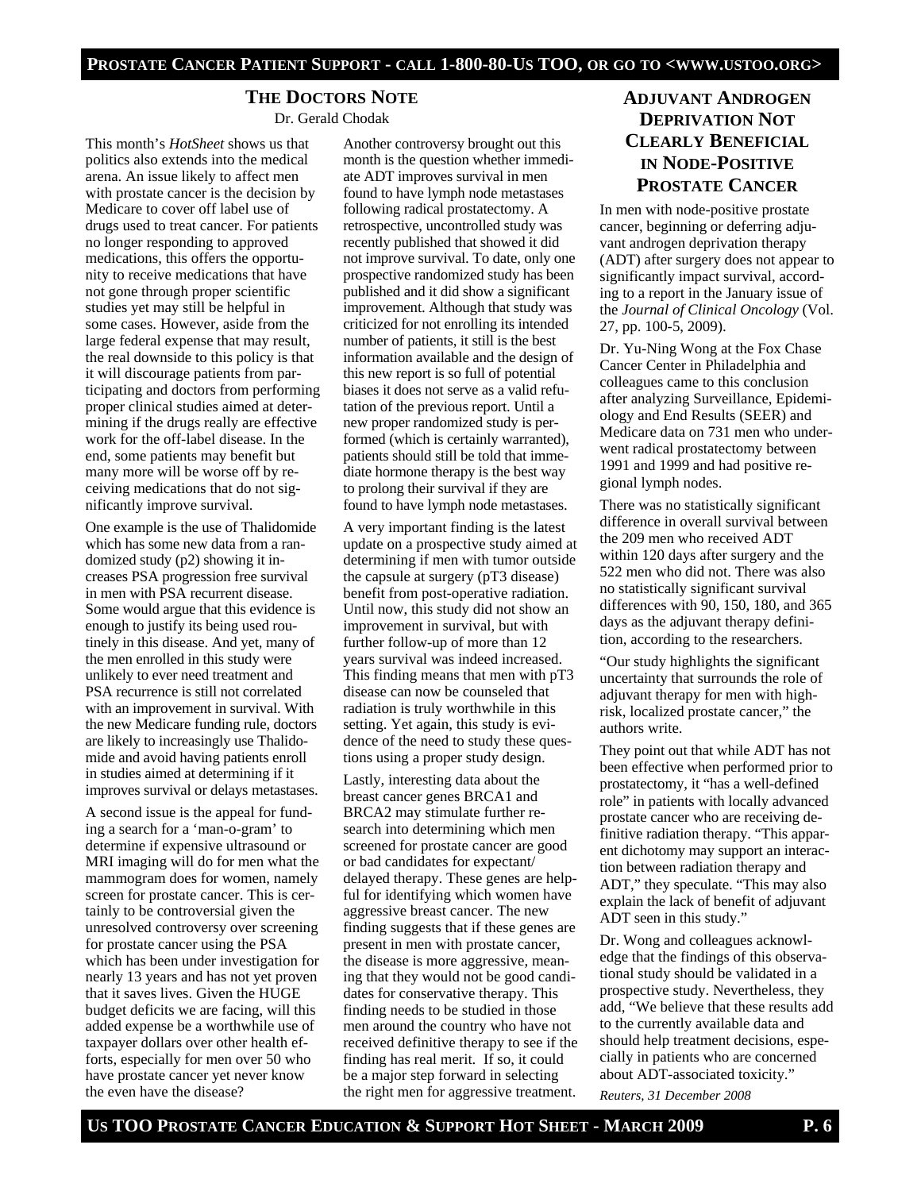## The Doctors Note

Dr. Gerald Chodak

This month's *HotSheet* shows us that politics also extends into the medical arena. An issue likely to affect men with prostate cancer is the decision by Medicare to cover off label use of drugs used to treat cancer. For patients no longer responding to approved medications, this offers the opportunity to receive medications that have not gone through proper scientific studies yet may still be helpful in some cases. However, aside from the large federal expense that may result, the real downside to this policy is that it will discourage patients from participating and doctors from performing proper clinical studies aimed at determining if the drugs really are effective work for the off-label disease. In the end, some patients may benefit but many more will be worse off by receiving medications that do not significantly improve survival.

One example is the use of Thalidomide which has some new data from a randomized study (p2) showing it increases PSA progression free survival in men with PSA recurrent disease. Some would argue that this evidence is enough to justify its being used routinely in this disease. And yet, many of the men enrolled in this study were unlikely to ever need treatment and PSA recurrence is still not correlated with an improvement in survival. With the new Medicare funding rule, doctors are likely to increasingly use Thalidomide and avoid having patients enroll in studies aimed at determining if it improves survival or delays metastases.

A second issue is the appeal for funding a search for a 'man-o-gram' to determine if expensive ultrasound or MRI imaging will do for men what the mammogram does for women, namely screen for prostate cancer. This is certainly to be controversial given the unresolved controversy over screening for prostate cancer using the PSA which has been under investigation for nearly 13 years and has not yet proven that it saves lives. Given the HUGE budget deficits we are facing, will this added expense be a worthwhile use of taxpayer dollars over other health efforts, especially for men over 50 who have prostate cancer yet never know the even have the disease?

Another controversy brought out this month is the question whether immediate ADT improves survival in men found to have lymph node metastases following radical prostatectomy. A retrospective, uncontrolled study was recently published that showed it did not improve survival. To date, only one prospective randomized study has been published and it did show a significant improvement. Although that study was criticized for not enrolling its intended number of patients, it still is the best information available and the design of this new report is so full of potential biases it does not serve as a valid refutation of the previous report. Until a new proper randomized study is performed (which is certainly warranted), patients should still be told that immediate hormone therapy is the best way to prolong their survival if they are found to have lymph node metastases.

A very important finding is the latest update on a prospective study aimed at determining if men with tumor outside the capsule at surgery (pT3 disease) benefit from post-operative radiation. Until now, this study did not show an improvement in survival, but with further follow-up of more than 12 years survival was indeed increased. This finding means that men with pT3 disease can now be counseled that radiation is truly worthwhile in this setting. Yet again, this study is evidence of the need to study these questions using a proper study design.

Lastly, interesting data about the breast cancer genes BRCA1 and BRCA2 may stimulate further research into determining which men screened for prostate cancer are good or bad candidates for expectant/delayed therapy. These genes are helpful for identifying which women have aggressive breast cancer. The new finding suggests that if these genes are present in men with prostate cancer, the disease is more aggressive, meaning that they would not be good candidates for conservative therapy. This finding needs to be studied in those men around the country who have not received definitive therapy to see if the finding has real merit. If so, it could be a major step forward in selecting the right men for aggressive treatment.

## Adjuvant Androgen Deprivation Not Clearly Beneficial in Node-Positive Prostate Cancer

In men with node-positive prostate cancer, beginning or deferring adjuvant androgen deprivation therapy (ADT) after surgery does not appear to significantly impact survival, according to a report in the January issue of the *Journal of Clinical Oncology* (Vol. 27, pp. 100-5, 2009).

Dr. Yu-Ning Wong at the Fox Chase Cancer Center in Philadelphia and colleagues came to this conclusion after analyzing Surveillance, Epidemiology and End Results (SEER) and Medicare data on 731 men who underwent radical prostatectomy between 1991 and 1999 and had positive regional lymph nodes.

There was no statistically significant difference in overall survival between the 209 men who received ADT within 120 days after surgery and the 522 men who did not. There was also no statistically significant survival differences with 90, 150, 180, and 365 days as the adjuvant therapy definition, according to the researchers.

"Our study highlights the significant uncertainty that surrounds the role of adjuvant therapy for men with high-risk, localized prostate cancer," the authors write.

They point out that while ADT has not been effective when performed prior to prostatectomy, it "has a well-defined role" in patients with locally advanced prostate cancer who are receiving definitive radiation therapy. "This apparent dichotomy may support an interaction between radiation therapy and ADT," they speculate. "This may also explain the lack of benefit of adjuvant ADT seen in this study."

Dr. Wong and colleagues acknowledge that the findings of this observational study should be validated in a prospective study. Nevertheless, they add, "We believe that these results add to the currently available data and should help treatment decisions, especially in patients who are concerned about ADT-associated toxicity."

*Reuters, 31 December 2008*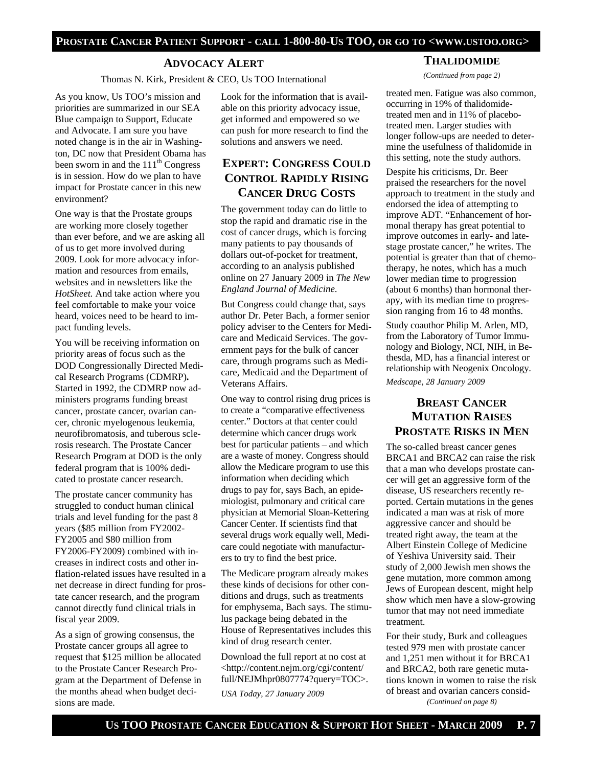## ADVOCACY ALERT

Thomas N. Kirk, President & CEO, Us TOO International

As you know, Us TOO's mission and priorities are summarized in our SEA Blue campaign to Support, Educate and Advocate. I am sure you have noted change is in the air in Washington, DC now that President Obama has been sworn in and the 111th Congress is in session. How do we plan to have impact for Prostate cancer in this new environment?

One way is that the Prostate groups are working more closely together than ever before, and we are asking all of us to get more involved during 2009. Look for more advocacy information and resources from emails, websites and in newsletters like the *HotSheet.* And take action where you feel comfortable to make your voice heard, voices need to be heard to impact funding levels.

You will be receiving information on priority areas of focus such as the DOD Congressionally Directed Medical Research Programs (CDMRP). Started in 1992, the CDMRP now administers programs funding breast cancer, prostate cancer, ovarian cancer, chronic myelogenous leukemia, neurofibromatosis, and tuberous sclerosis research. The Prostate Cancer Research Program at DOD is the only federal program that is 100% dedicated to prostate cancer research.

The prostate cancer community has struggled to conduct human clinical trials and level funding for the past 8 years ($85 million from FY2002-FY2005 and $80 million from FY2006-FY2009) combined with increases in indirect costs and other inflation-related issues have resulted in a net decrease in direct funding for prostate cancer research, and the program cannot directly fund clinical trials in fiscal year 2009.

As a sign of growing consensus, the Prostate cancer groups all agree to request that $125 million be allocated to the Prostate Cancer Research Program at the Department of Defense in the months ahead when budget decisions are made.

Look for the information that is available on this priority advocacy issue, get informed and empowered so we can push for more research to find the solutions and answers we need.

## EXPERT: CONGRESS COULD CONTROL RAPIDLY RISING CANCER DRUG COSTS

The government today can do little to stop the rapid and dramatic rise in the cost of cancer drugs, which is forcing many patients to pay thousands of dollars out-of-pocket for treatment, according to an analysis published online on 27 January 2009 in *The New England Journal of Medicine*.

But Congress could change that, says author Dr. Peter Bach, a former senior policy adviser to the Centers for Medicare and Medicaid Services. The government pays for the bulk of cancer care, through programs such as Medicare, Medicaid and the Department of Veterans Affairs.

One way to control rising drug prices is to create a "comparative effectiveness center." Doctors at that center could determine which cancer drugs work best for particular patients – and which are a waste of money. Congress should allow the Medicare program to use this information when deciding which drugs to pay for, says Bach, an epidemiologist, pulmonary and critical care physician at Memorial Sloan-Kettering Cancer Center. If scientists find that several drugs work equally well, Medicare could negotiate with manufacturers to try to find the best price.

The Medicare program already makes these kinds of decisions for other conditions and drugs, such as treatments for emphysema, Bach says. The stimulus package being debated in the House of Representatives includes this kind of drug research center.

Download the full report at no cost at <http://content.nejm.org/cgi/content/full/NEJMhpr0807774?query=TOC>.

*USA Today, 27 January 2009*

## THALIDOMIDE

*(Continued from page 2)*

treated men. Fatigue was also common, occurring in 19% of thalidomide-treated men and in 11% of placebo-treated men. Larger studies with longer follow-ups are needed to determine the usefulness of thalidomide in this setting, note the study authors.

Despite his criticisms, Dr. Beer praised the researchers for the novel approach to treatment in the study and endorsed the idea of attempting to improve ADT. "Enhancement of hormonal therapy has great potential to improve outcomes in early- and late-stage prostate cancer," he writes. The potential is greater than that of chemotherapy, he notes, which has a much lower median time to progression (about 6 months) than hormonal therapy, with its median time to progression ranging from 16 to 48 months.

Study coauthor Philip M. Arlen, MD, from the Laboratory of Tumor Immunology and Biology, NCI, NIH, in Bethesda, MD, has a financial interest or relationship with Neogenix Oncology.

*Medscape, 28 January 2009*

## BREAST CANCER MUTATION RAISES PROSTATE RISKS IN MEN

The so-called breast cancer genes BRCA1 and BRCA2 can raise the risk that a man who develops prostate cancer will get an aggressive form of the disease, US researchers recently reported. Certain mutations in the genes indicated a man was at risk of more aggressive cancer and should be treated right away, the team at the Albert Einstein College of Medicine of Yeshiva University said. Their study of 2,000 Jewish men shows the gene mutation, more common among Jews of European descent, might help show which men have a slow-growing tumor that may not need immediate treatment.

For their study, Burk and colleagues tested 979 men with prostate cancer and 1,251 men without it for BRCA1 and BRCA2, both rare genetic mutations known in women to raise the risk of breast and ovarian cancers consid-

*(Continued on page 8)*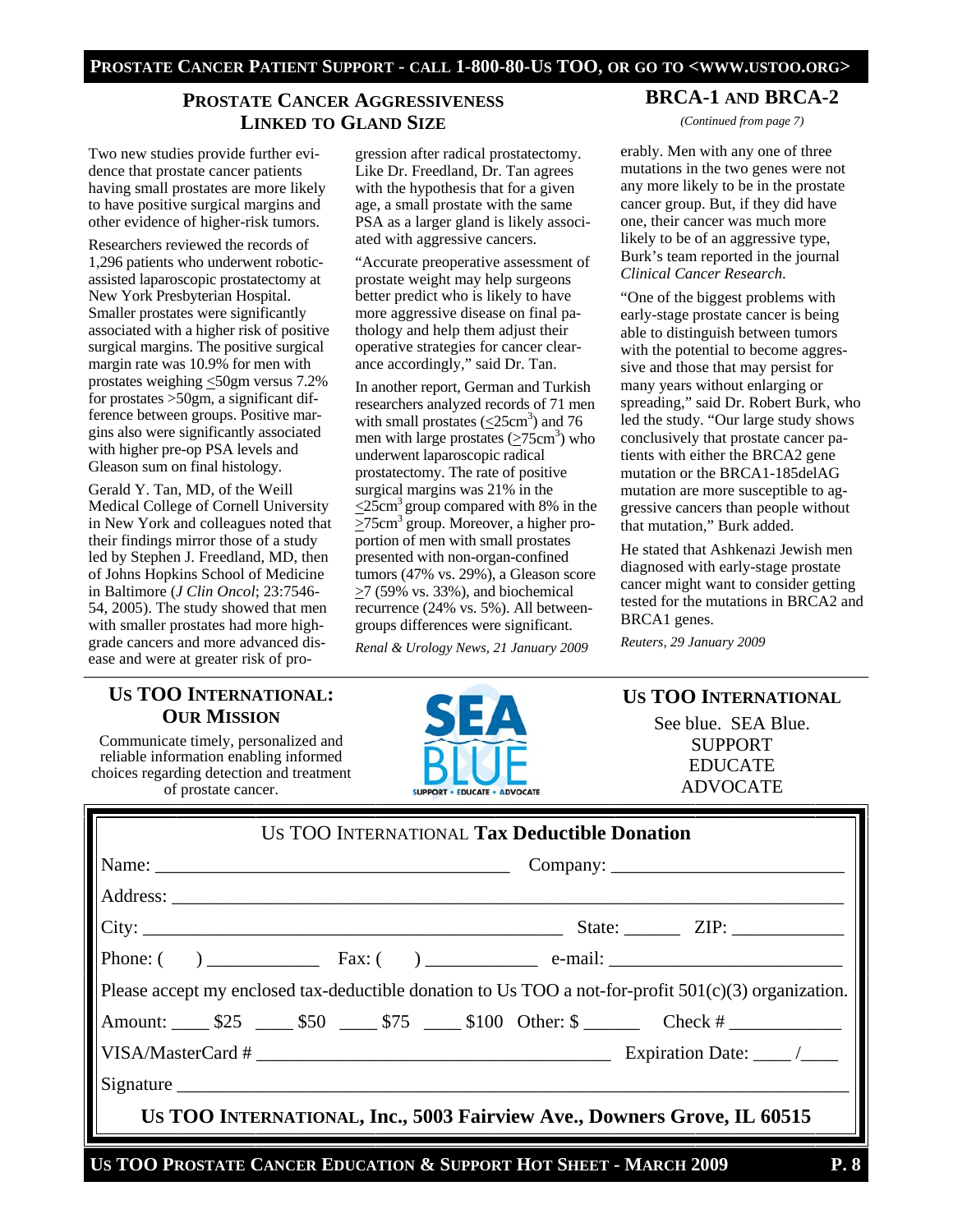## PROSTATE CANCER AGGRESSIVENESS LINKED TO GLAND SIZE

Two new studies provide further evidence that prostate cancer patients having small prostates are more likely to have positive surgical margins and other evidence of higher-risk tumors.

Researchers reviewed the records of 1,296 patients who underwent robotic-assisted laparoscopic prostatectomy at New York Presbyterian Hospital. Smaller prostates were significantly associated with a higher risk of positive surgical margins. The positive surgical margin rate was 10.9% for men with prostates weighing ≤50gm versus 7.2% for prostates >50gm, a significant difference between groups. Positive margins also were significantly associated with higher pre-op PSA levels and Gleason sum on final histology.

Gerald Y. Tan, MD, of the Weill Medical College of Cornell University in New York and colleagues noted that their findings mirror those of a study led by Stephen J. Freedland, MD, then of Johns Hopkins School of Medicine in Baltimore (*J Clin Oncol*; 23:7546-54, 2005). The study showed that men with smaller prostates had more high-grade cancers and more advanced disease and were at greater risk of progression after radical prostatectomy. Like Dr. Freedland, Dr. Tan agrees with the hypothesis that for a given age, a small prostate with the same PSA as a larger gland is likely associated with aggressive cancers.

"Accurate preoperative assessment of prostate weight may help surgeons better predict who is likely to have more aggressive disease on final pathology and help them adjust their operative strategies for cancer clearance accordingly," said Dr. Tan.

In another report, German and Turkish researchers analyzed records of 71 men with small prostates (≤25cm$^3$) and 76 men with large prostates (≥75cm$^3$) who underwent laparoscopic radical prostatectomy. The rate of positive surgical margins was 21% in the ≤25cm$^3$ group compared with 8% in the ≥75cm$^3$ group. Moreover, a higher proportion of men with small prostates presented with non-organ-confined tumors (47% vs. 29%), a Gleason score ≥7 (59% vs. 33%), and biochemical recurrence (24% vs. 5%). All between-groups differences were significant.

*Renal & Urology News, 21 January 2009*

## BRCA-1 AND BRCA-2

*(Continued from page 7)*

erably. Men with any one of three mutations in the two genes were not any more likely to be in the prostate cancer group. But, if they did have one, their cancer was much more likely to be of an aggressive type, Burk's team reported in the journal *Clinical Cancer Research.*

"One of the biggest problems with early-stage prostate cancer is being able to distinguish between tumors with the potential to become aggressive and those that may persist for many years without enlarging or spreading," said Dr. Robert Burk, who led the study. "Our large study shows conclusively that prostate cancer patients with either the BRCA2 gene mutation or the BRCA1-185delAG mutation are more susceptible to aggressive cancers than people without that mutation," Burk added.

He stated that Ashkenazi Jewish men diagnosed with early-stage prostate cancer might want to consider getting tested for the mutations in BRCA2 and BRCA1 genes.

*Reuters, 29 January 2009*

## US TOO INTERNATIONAL: OUR MISSION

Communicate timely, personalized and reliable information enabling informed choices regarding detection and treatment of prostate cancer.

SEA BLUE
SUPPORT • EDUCATE • ADVOCATE

## US TOO INTERNATIONAL

See blue. SEA Blue.
SUPPORT
EDUCATE
ADVOCATE

### US TOO INTERNATIONAL **Tax Deductible Donation**

Name: ________________________ Company: ________________________

Address: ________________________________________________

City: ________________________ State: ______ ZIP: ____________

Phone: ( ) ____________ Fax: ( ) ____________ e-mail: ________________________

Please accept my enclosed tax-deductible donation to Us TOO a not-for-profit 501(c)(3) organization.

Amount: ____ $25 ____ $50 ____ $75 ____ $100 Other: $ ______ Check # ____________

VISA/MasterCard # ________________________ Expiration Date: ____ /____

Signature ________________________________________________

**US TOO INTERNATIONAL, Inc., 5003 Fairview Ave., Downers Grove, IL 60515**